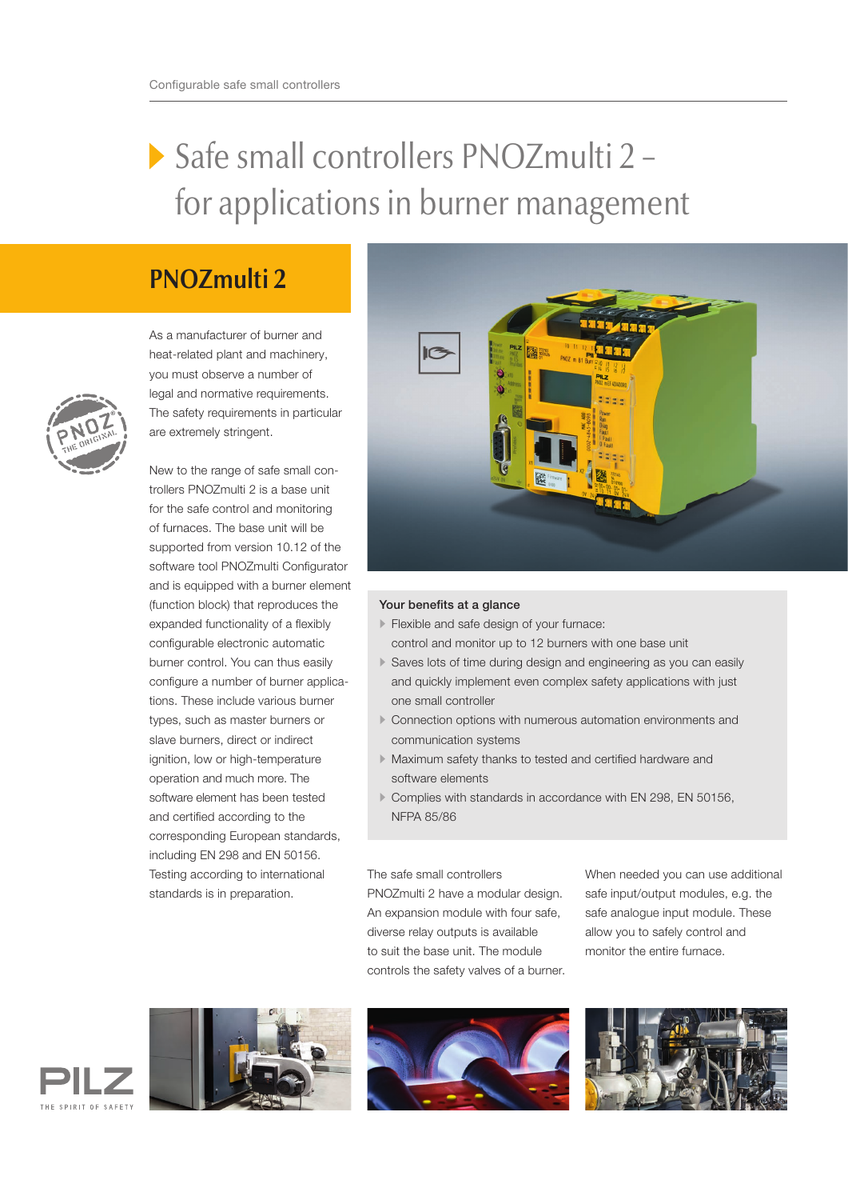# Safe small controllers PNOZmulti 2 – for applications in burner management

## PNOZmulti 2

As a manufacturer of burner and heat-related plant and machinery, you must observe a number of legal and normative requirements. The safety requirements in particular are extremely stringent.

New to the range of safe small controllers PNOZmulti 2 is a base unit for the safe control and monitoring of furnaces. The base unit will be supported from version 10.12 of the software tool PNOZmulti Configurator and is equipped with a burner element (function block) that reproduces the expanded functionality of a flexibly configurable electronic automatic burner control. You can thus easily configure a number of burner applications. These include various burner types, such as master burners or slave burners, direct or indirect ignition, low or high-temperature operation and much more. The software element has been tested and certified according to the corresponding European standards, including EN 298 and EN 50156. Testing according to international standards is in preparation.

### Your benefits at a glance

- Flexible and safe design of your furnace: control and monitor up to 12 burners with one base unit
- Saves lots of time during design and engineering as you can easily and quickly implement even complex safety applications with just one small controller
- Connection options with numerous automation environments and communication systems
- Maximum safety thanks to tested and certified hardware and software elements
- Complies with standards in accordance with EN 298, EN 50156, NFPA 85/86

The safe small controllers PNOZmulti 2 have a modular design. An expansion module with four safe, diverse relay outputs is available to suit the base unit. The module controls the safety valves of a burner.

When needed you can use additional safe input/output modules, e.g. the safe analogue input module. These allow you to safely control and monitor the entire furnace.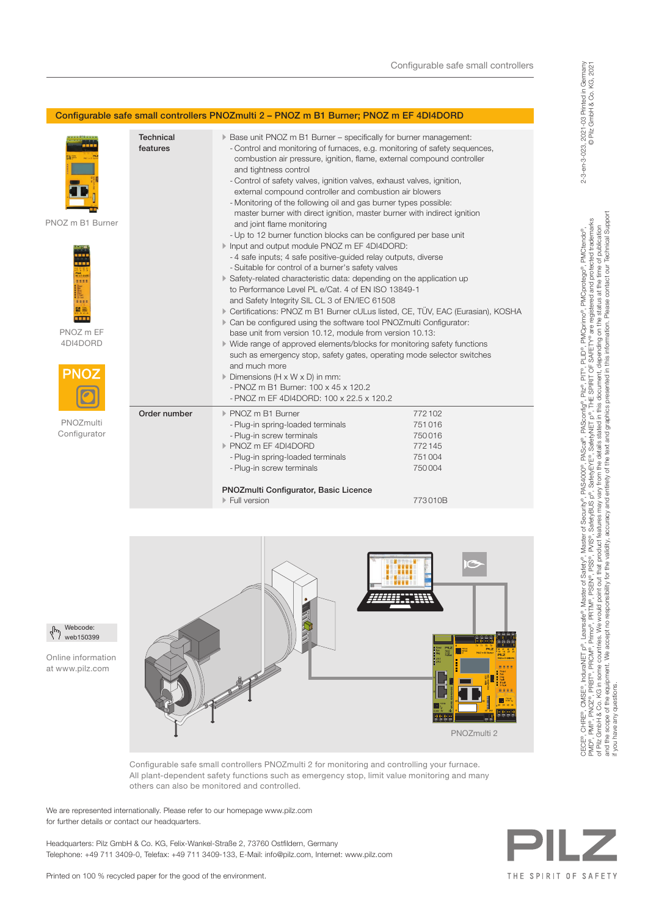## Configurable safe small controllers PNOZmulti 2 – PNOZ m B1 Burner; PNOZ m EF 4DI4DORD

PNOZ m B1 Burner

PNOZ m EF 4DI4DORD

PNOZmulti Configurator

| | |
|---|---|
| **Technical features** | ▶ Base unit PNOZ m B1 Burner – specifically for burner management:<br>- Control and monitoring of furnaces, e.g. monitoring of safety sequences, combustion air pressure, ignition, flame, external compound controller and tightness control<br>- Control of safety valves, ignition valves, exhaust valves, ignition, external compound controller and combustion air blowers<br>- Monitoring of the following oil and gas burner types possible: master burner with direct ignition, master burner with indirect ignition and joint flame monitoring<br>- Up to 12 burner function blocks can be configured per base unit<br>▶ Input and output module PNOZ m EF 4DI4DORD:<br>- 4 safe inputs; 4 safe positive-guided relay outputs, diverse<br>- Suitable for control of a burner's safety valves<br>▶ Safety-related characteristic data: depending on the application up to Performance Level PL e/Cat. 4 of EN ISO 13849-1 and Safety Integrity SIL CL 3 of EN/IEC 61508<br>▶ Certifications: PNOZ m B1 Burner cULus listed, CE, TÜV, EAC (Eurasian), KOSHA<br>▶ Can be configured using the software tool PNOZmulti Configurator: base unit from version 10.12, module from version 10.13:<br>▶ Wide range of approved elements/blocks for monitoring safety functions such as emergency stop, safety gates, operating mode selector switches and much more<br>▶ Dimensions (H x W x D) in mm:<br>- PNOZ m B1 Burner: 100 x 45 x 120.2<br>- PNOZ m EF 4DI4DORD: 100 x 22.5 x 120.2 |

| **Order number** | | |
|---|---|---|
| | ▶ PNOZ m B1 Burner | 772102 |
| | - Plug-in spring-loaded terminals | 751016 |
| | - Plug-in screw terminals | 750016 |
| | ▶ PNOZ m EF 4DI4DORD | 772145 |
| | - Plug-in spring-loaded terminals | 751004 |
| | - Plug-in screw terminals | 750004 |
| | **PNOZmulti Configurator, Basic Licence** | |
| | ▶ Full version | 773010B |

Webcode: web150399

Online information at www.pilz.com

PNOZmulti 2

Configurable safe small controllers PNOZmulti 2 for monitoring and controlling your furnace. All plant-dependent safety functions such as emergency stop, limit value monitoring and many others can also be monitored and controlled.

We are represented internationally. Please refer to our homepage www.pilz.com for further details or contact our headquarters.

Headquarters: Pilz GmbH & Co. KG, Felix-Wankel-Straße 2, 73760 Ostfildern, Germany
Telephone: +49 711 3409-0, Telefax: +49 711 3409-133, E-Mail: info@pilz.com, Internet: www.pilz.com

Printed on 100 % recycled paper for the good of the environment.

PILZ
THE SPIRIT OF SAFETY

2-3-en-3-023, 2021-03 Printed in Germany
© Pilz GmbH & Co. KG, 2021

CECE®, CHRE®, CMSE®, InduraNET p®, Leansafe®, Master of Safety®, Master of Security®, PAS4000®, PAScal®, PASconfig®, Pilz®, PIT®, PLID®, PMCprimo®, PMCprotego®, PMCtendo®, PMD®, PMI®, PNOZ®, PRBT®, PRCM®, Primo®, PRTM®, PSEN®, PSS®, PVIS®, SafetyBUS p®, SafetyEYE®, SafetyNET p®, THE SPIRIT OF SAFETY® are registered and protected trademarks of Pilz GmbH & Co. KG in some countries. We would point out that product features may vary from the details stated in this document, depending on the status at the time of publication and the scope of the equipment. We accept no responsibility for the validity, accuracy and entirety of the text and graphics presented in this information. Please contact our Technical Support if you have any questions.